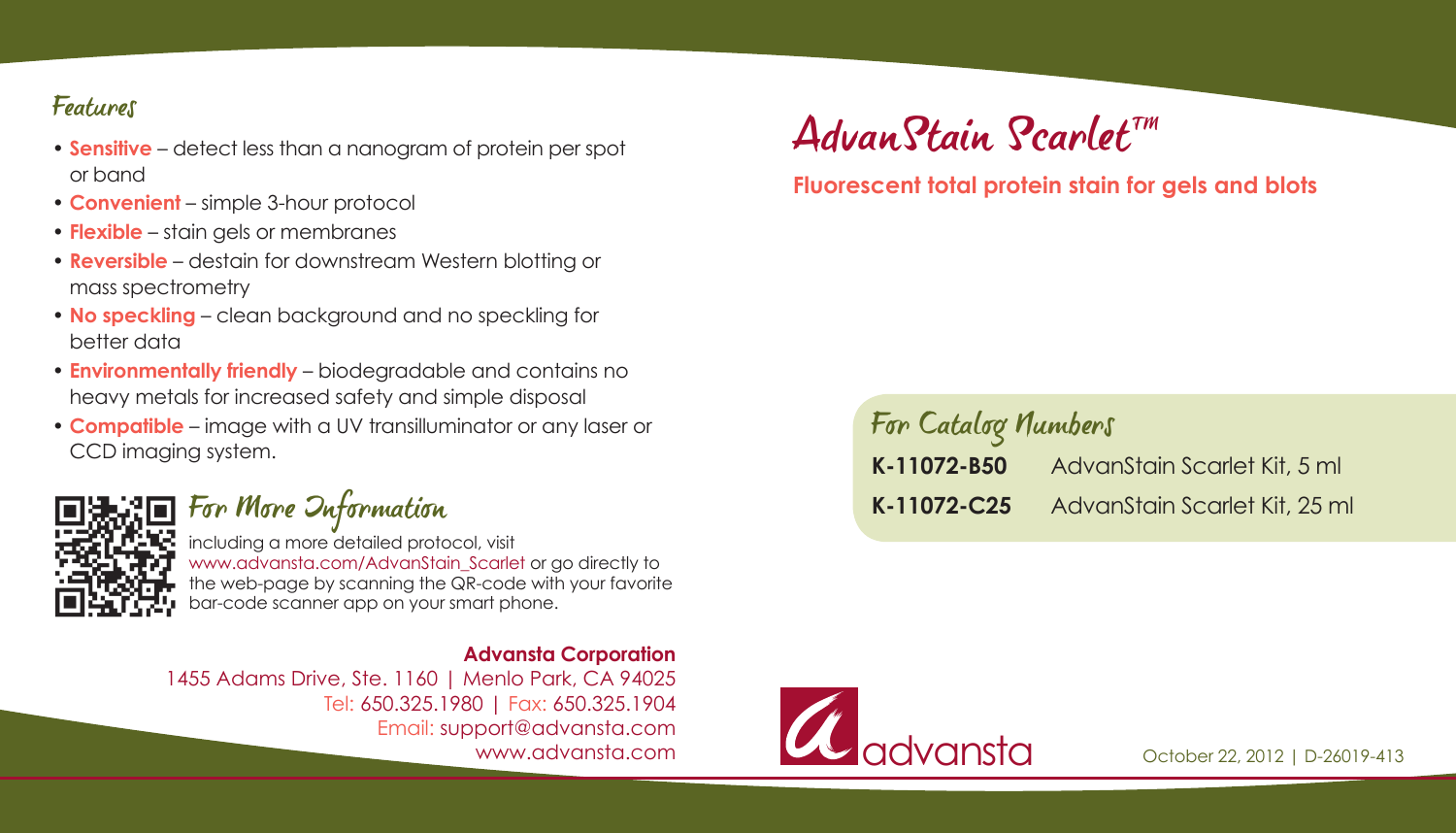# AdvanStain Scarlet™

**Fluorescent total protein stain for gels and blots**

## Features

- **Sensitive** – detect less than a nanogram of protein per spot or band
- **Convenient** – simple 3-hour protocol
- **Flexible** – stain gels or membranes
- **Reversible** – destain for downstream Western blotting or mass spectrometry
- **No speckling** – clean background and no speckling for better data
- **Environmentally friendly** – biodegradable and contains no heavy metals for increased safety and simple disposal
- **Compatible** – image with a UV transilluminator or any laser or CCD imaging system.

## For More Information

including a more detailed protocol, visit www.advansta.com/AdvanStain_Scarlet or go directly to the web-page by scanning the QR-code with your favorite bar-code scanner app on your smart phone.

## For Catalog Numbers

| | |
|---|---|
| **K-11072-B50** | AdvanStain Scarlet Kit, 5 ml |
| **K-11072-C25** | AdvanStain Scarlet Kit, 25 ml |

**Advansta Corporation**
1455 Adams Drive, Ste. 1160 | Menlo Park, CA 94025
Tel: 650.325.1980 | Fax: 650.325.1904
Email: support@advansta.com
www.advansta.com

advansta

October 22, 2012 | D-26019-413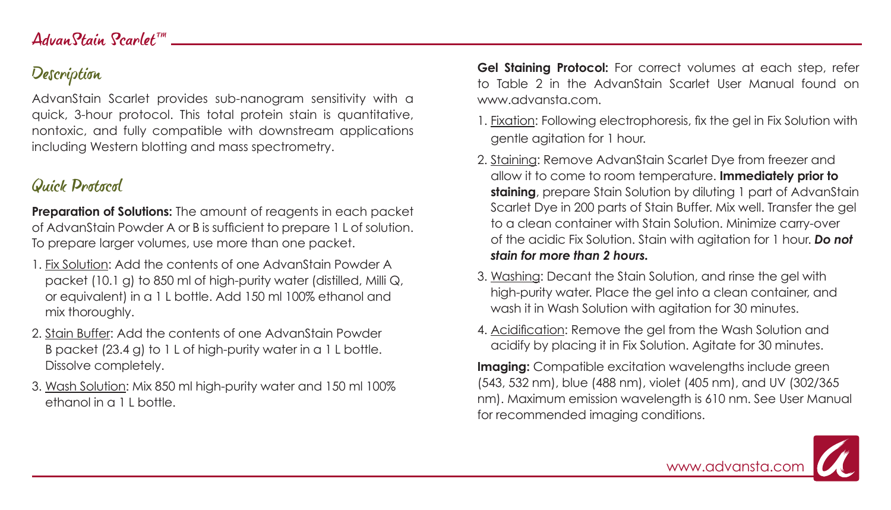# AdvanStain Scarlet™

## Description

AdvanStain Scarlet provides sub-nanogram sensitivity with a quick, 3-hour protocol. This total protein stain is quantitative, nontoxic, and fully compatible with downstream applications including Western blotting and mass spectrometry.

## Quick Protocol

**Preparation of Solutions:** The amount of reagents in each packet of AdvanStain Powder A or B is sufficient to prepare 1 L of solution. To prepare larger volumes, use more than one packet.

1. Fix Solution: Add the contents of one AdvanStain Powder A packet (10.1 g) to 850 ml of high-purity water (distilled, Milli Q, or equivalent) in a 1 L bottle. Add 150 ml 100% ethanol and mix thoroughly.
2. Stain Buffer: Add the contents of one AdvanStain Powder B packet (23.4 g) to 1 L of high-purity water in a 1 L bottle. Dissolve completely.
3. Wash Solution: Mix 850 ml high-purity water and 150 ml 100% ethanol in a 1 L bottle.

**Gel Staining Protocol:** For correct volumes at each step, refer to Table 2 in the AdvanStain Scarlet User Manual found on www.advansta.com.

1. Fixation: Following electrophoresis, fix the gel in Fix Solution with gentle agitation for 1 hour.
2. Staining: Remove AdvanStain Scarlet Dye from freezer and allow it to come to room temperature. **Immediately prior to staining**, prepare Stain Solution by diluting 1 part of AdvanStain Scarlet Dye in 200 parts of Stain Buffer. Mix well. Transfer the gel to a clean container with Stain Solution. Minimize carry-over of the acidic Fix Solution. Stain with agitation for 1 hour. ***Do not stain for more than 2 hours.***
3. Washing: Decant the Stain Solution, and rinse the gel with high-purity water. Place the gel into a clean container, and wash it in Wash Solution with agitation for 30 minutes.
4. Acidification: Remove the gel from the Wash Solution and acidify by placing it in Fix Solution. Agitate for 30 minutes.

**Imaging:** Compatible excitation wavelengths include green (543, 532 nm), blue (488 nm), violet (405 nm), and UV (302/365 nm). Maximum emission wavelength is 610 nm. See User Manual for recommended imaging conditions.

www.advansta.com